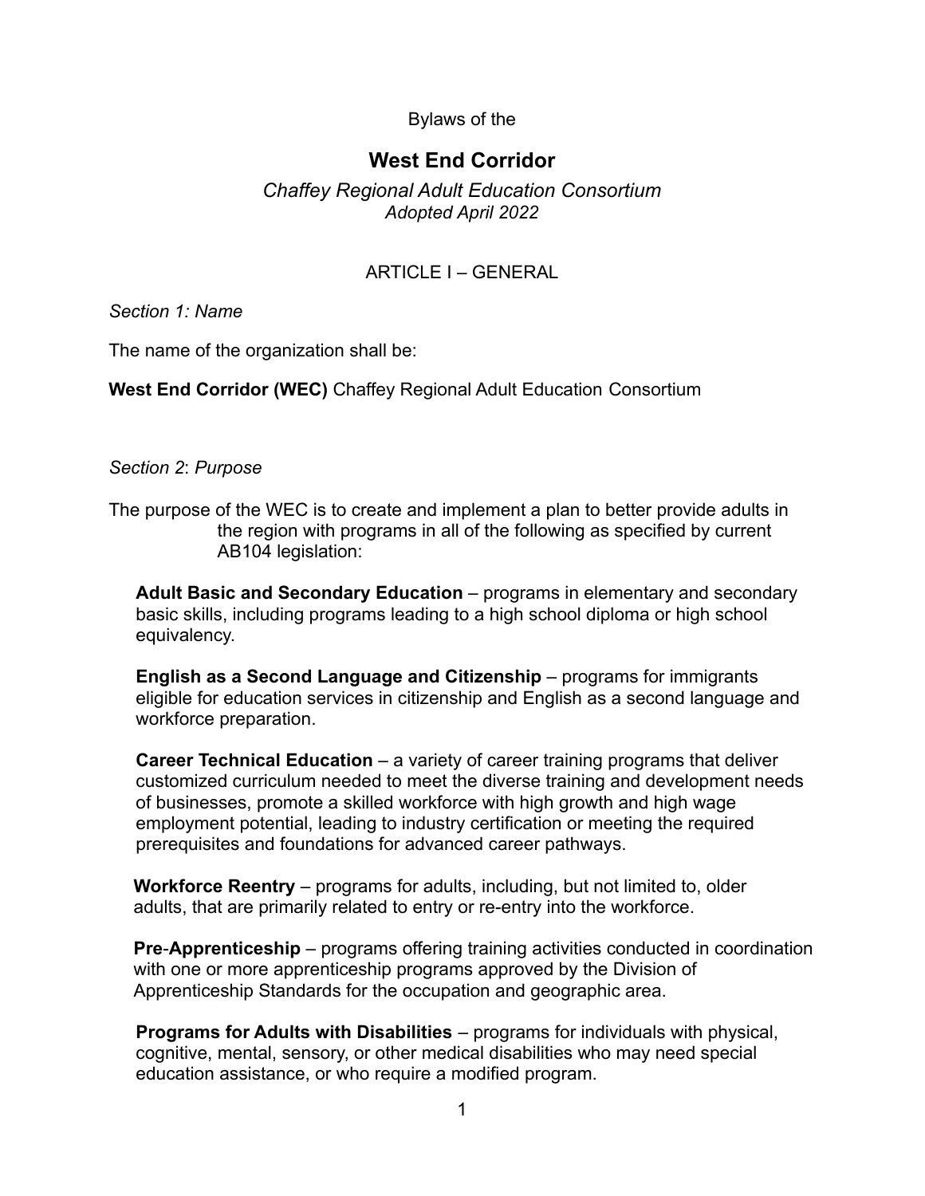Bylaws of the

# West End Corridor

*Chaffey Regional Adult Education Consortium*
*Adopted April 2022*

## ARTICLE I – GENERAL

*Section 1: Name*

The name of the organization shall be:

**West End Corridor (WEC)** Chaffey Regional Adult Education Consortium

*Section 2*: *Purpose*

The purpose of the WEC is to create and implement a plan to better provide adults in the region with programs in all of the following as specified by current AB104 legislation:

**Adult Basic and Secondary Education** – programs in elementary and secondary basic skills, including programs leading to a high school diploma or high school equivalency.

**English as a Second Language and Citizenship** – programs for immigrants eligible for education services in citizenship and English as a second language and workforce preparation.

**Career Technical Education** – a variety of career training programs that deliver customized curriculum needed to meet the diverse training and development needs of businesses, promote a skilled workforce with high growth and high wage employment potential, leading to industry certification or meeting the required prerequisites and foundations for advanced career pathways.

**Workforce Reentry** – programs for adults, including, but not limited to, older adults, that are primarily related to entry or re-entry into the workforce.

**Pre**-**Apprenticeship** – programs offering training activities conducted in coordination with one or more apprenticeship programs approved by the Division of Apprenticeship Standards for the occupation and geographic area.

**Programs for Adults with Disabilities** – programs for individuals with physical, cognitive, mental, sensory, or other medical disabilities who may need special education assistance, or who require a modified program.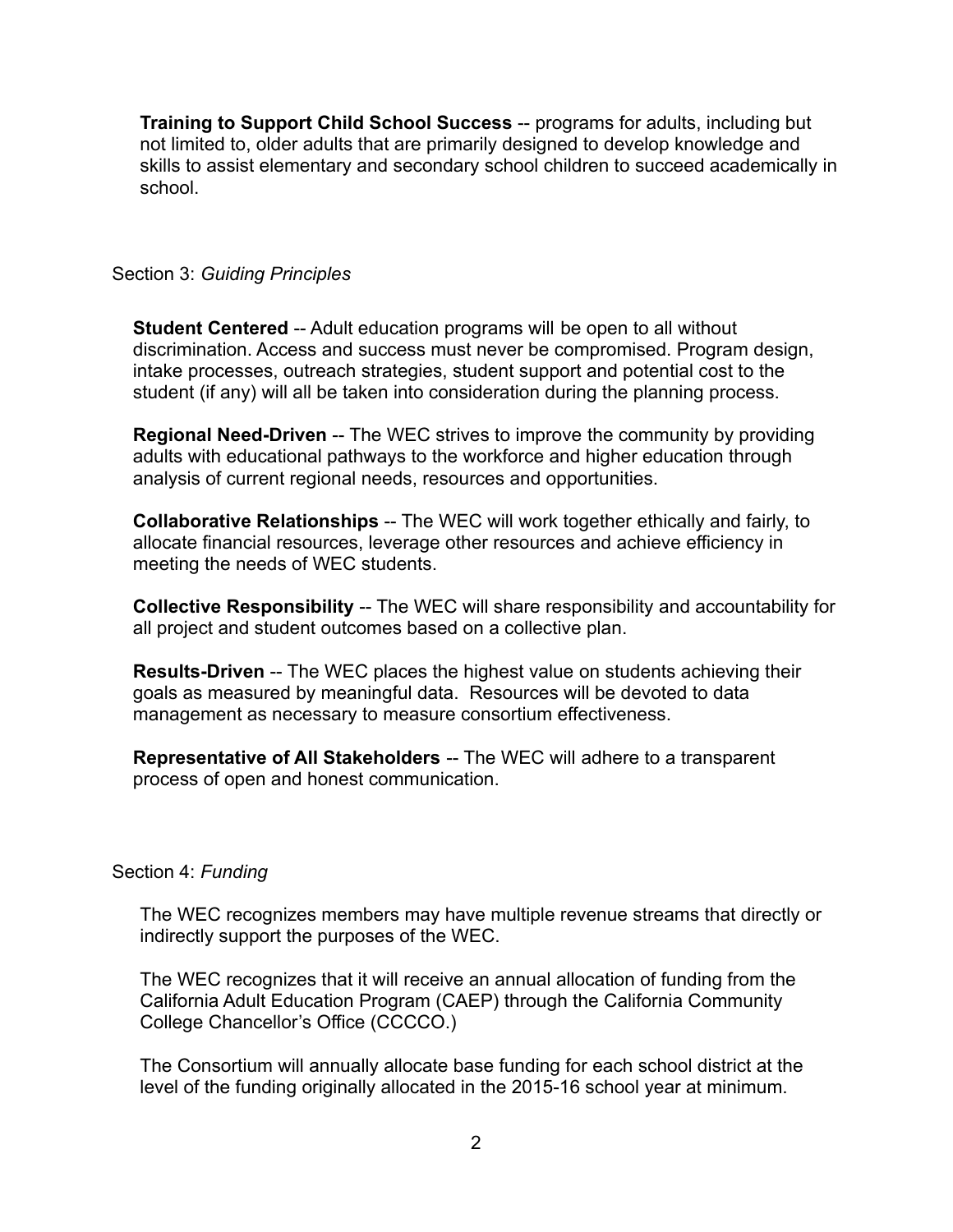**Training to Support Child School Success** -- programs for adults, including but not limited to, older adults that are primarily designed to develop knowledge and skills to assist elementary and secondary school children to succeed academically in school.

## Section 3: *Guiding Principles*

**Student Centered** -- Adult education programs will be open to all without discrimination. Access and success must never be compromised. Program design, intake processes, outreach strategies, student support and potential cost to the student (if any) will all be taken into consideration during the planning process.

**Regional Need-Driven** -- The WEC strives to improve the community by providing adults with educational pathways to the workforce and higher education through analysis of current regional needs, resources and opportunities.

**Collaborative Relationships** -- The WEC will work together ethically and fairly, to allocate financial resources, leverage other resources and achieve efficiency in meeting the needs of WEC students.

**Collective Responsibility** -- The WEC will share responsibility and accountability for all project and student outcomes based on a collective plan.

**Results-Driven** -- The WEC places the highest value on students achieving their goals as measured by meaningful data. Resources will be devoted to data management as necessary to measure consortium effectiveness.

**Representative of All Stakeholders** -- The WEC will adhere to a transparent process of open and honest communication.

## Section 4: *Funding*

The WEC recognizes members may have multiple revenue streams that directly or indirectly support the purposes of the WEC.

The WEC recognizes that it will receive an annual allocation of funding from the California Adult Education Program (CAEP) through the California Community College Chancellor's Office (CCCCO.)

The Consortium will annually allocate base funding for each school district at the level of the funding originally allocated in the 2015-16 school year at minimum.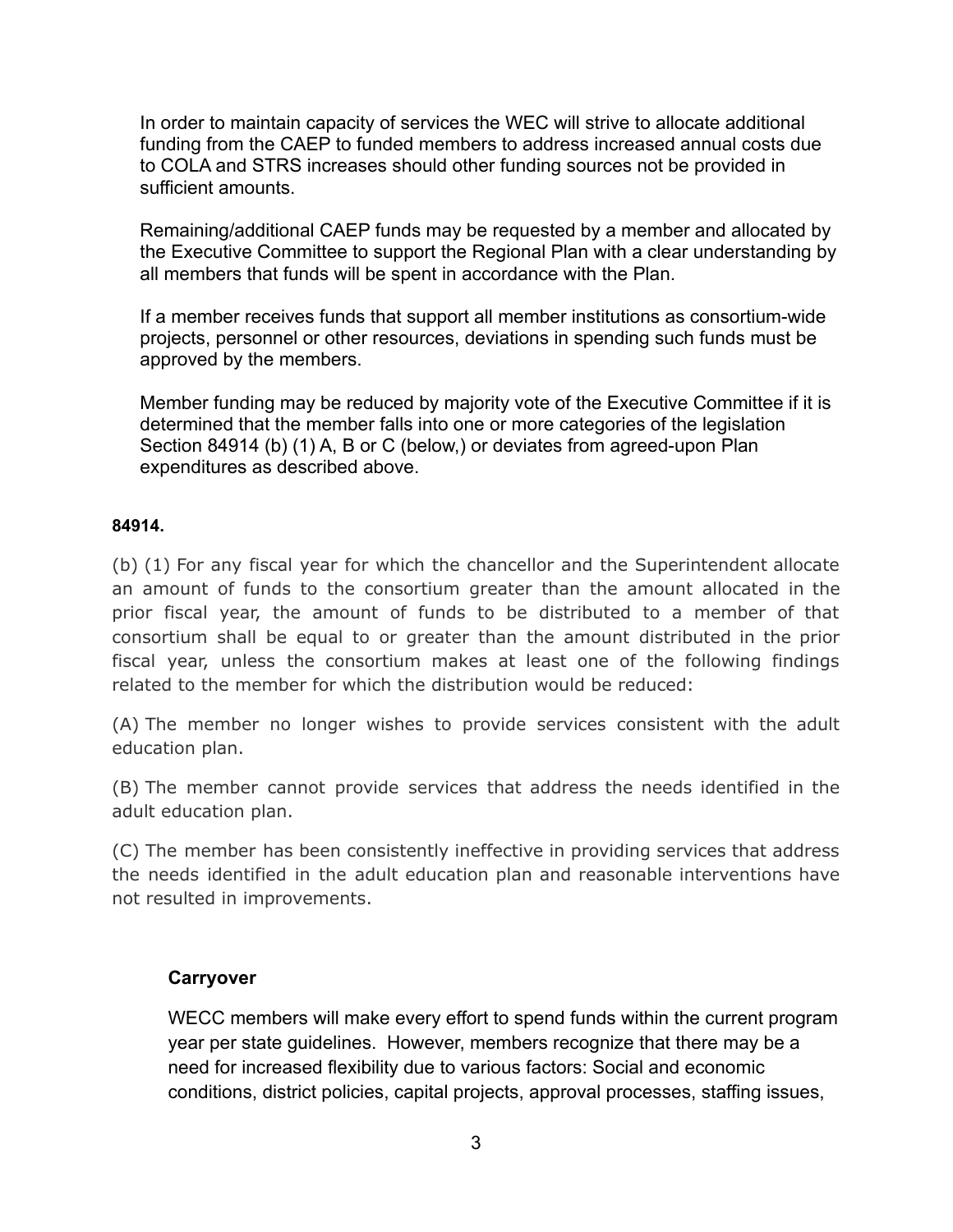In order to maintain capacity of services the WEC will strive to allocate additional funding from the CAEP to funded members to address increased annual costs due to COLA and STRS increases should other funding sources not be provided in sufficient amounts.

Remaining/additional CAEP funds may be requested by a member and allocated by the Executive Committee to support the Regional Plan with a clear understanding by all members that funds will be spent in accordance with the Plan.

If a member receives funds that support all member institutions as consortium-wide projects, personnel or other resources, deviations in spending such funds must be approved by the members.

Member funding may be reduced by majority vote of the Executive Committee if it is determined that the member falls into one or more categories of the legislation Section 84914 (b) (1) A, B or C (below,) or deviates from agreed-upon Plan expenditures as described above.

**84914.**

(b) (1) For any fiscal year for which the chancellor and the Superintendent allocate an amount of funds to the consortium greater than the amount allocated in the prior fiscal year, the amount of funds to be distributed to a member of that consortium shall be equal to or greater than the amount distributed in the prior fiscal year, unless the consortium makes at least one of the following findings related to the member for which the distribution would be reduced:

(A) The member no longer wishes to provide services consistent with the adult education plan.

(B) The member cannot provide services that address the needs identified in the adult education plan.

(C) The member has been consistently ineffective in providing services that address the needs identified in the adult education plan and reasonable interventions have not resulted in improvements.

### Carryover

WECC members will make every effort to spend funds within the current program year per state guidelines. However, members recognize that there may be a need for increased flexibility due to various factors: Social and economic conditions, district policies, capital projects, approval processes, staffing issues,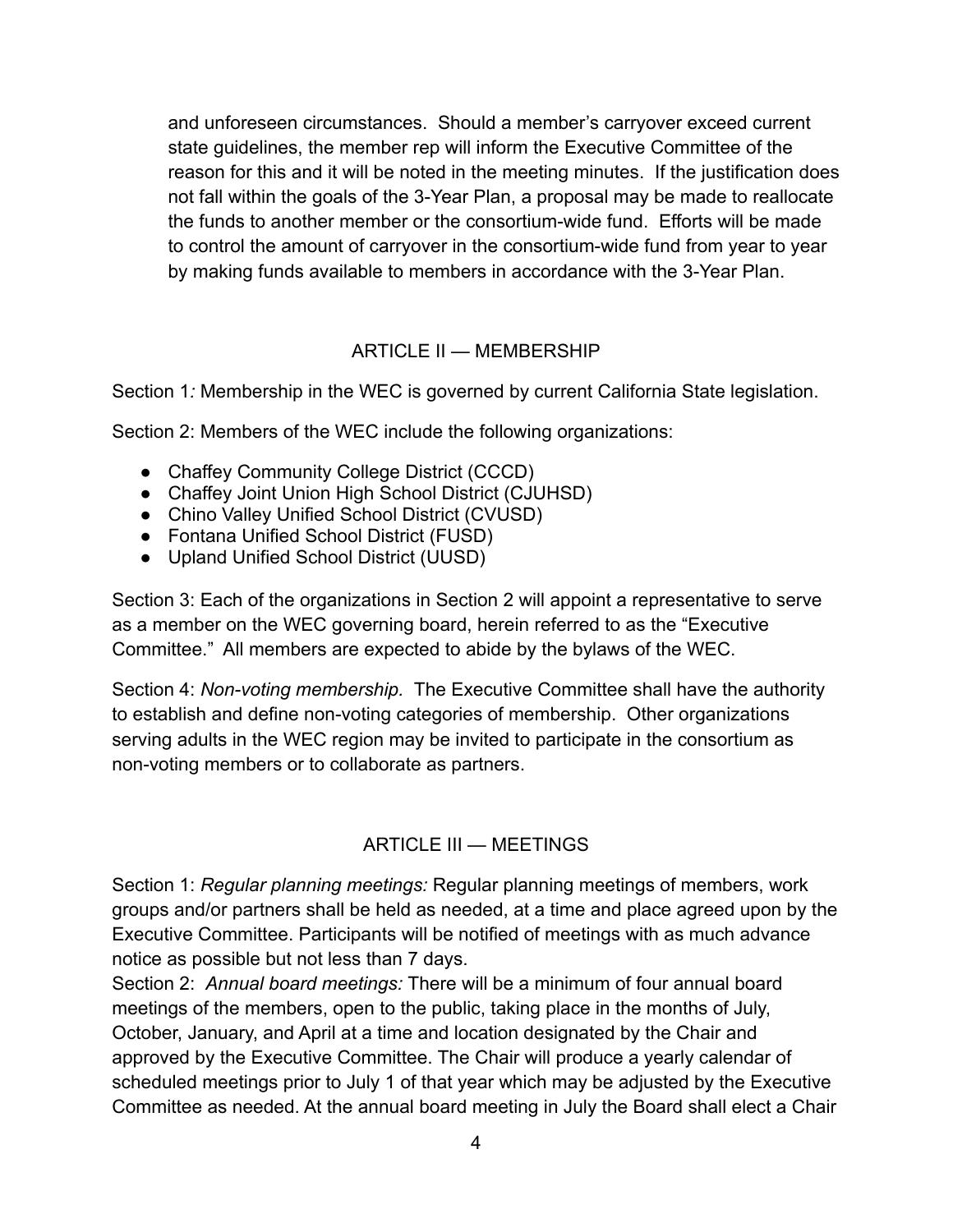and unforeseen circumstances. Should a member's carryover exceed current state guidelines, the member rep will inform the Executive Committee of the reason for this and it will be noted in the meeting minutes. If the justification does not fall within the goals of the 3-Year Plan, a proposal may be made to reallocate the funds to another member or the consortium-wide fund. Efforts will be made to control the amount of carryover in the consortium-wide fund from year to year by making funds available to members in accordance with the 3-Year Plan.

## ARTICLE II — MEMBERSHIP

Section 1*:* Membership in the WEC is governed by current California State legislation.

Section 2: Members of the WEC include the following organizations:

- Chaffey Community College District (CCCD)
- Chaffey Joint Union High School District (CJUHSD)
- Chino Valley Unified School District (CVUSD)
- Fontana Unified School District (FUSD)
- Upland Unified School District (UUSD)

Section 3: Each of the organizations in Section 2 will appoint a representative to serve as a member on the WEC governing board, herein referred to as the "Executive Committee." All members are expected to abide by the bylaws of the WEC.

Section 4: *Non-voting membership.* The Executive Committee shall have the authority to establish and define non-voting categories of membership. Other organizations serving adults in the WEC region may be invited to participate in the consortium as non-voting members or to collaborate as partners.

## ARTICLE III — MEETINGS

Section 1: *Regular planning meetings:* Regular planning meetings of members, work groups and/or partners shall be held as needed, at a time and place agreed upon by the Executive Committee. Participants will be notified of meetings with as much advance notice as possible but not less than 7 days.

Section 2: *Annual board meetings:* There will be a minimum of four annual board meetings of the members, open to the public, taking place in the months of July, October, January, and April at a time and location designated by the Chair and approved by the Executive Committee. The Chair will produce a yearly calendar of scheduled meetings prior to July 1 of that year which may be adjusted by the Executive Committee as needed. At the annual board meeting in July the Board shall elect a Chair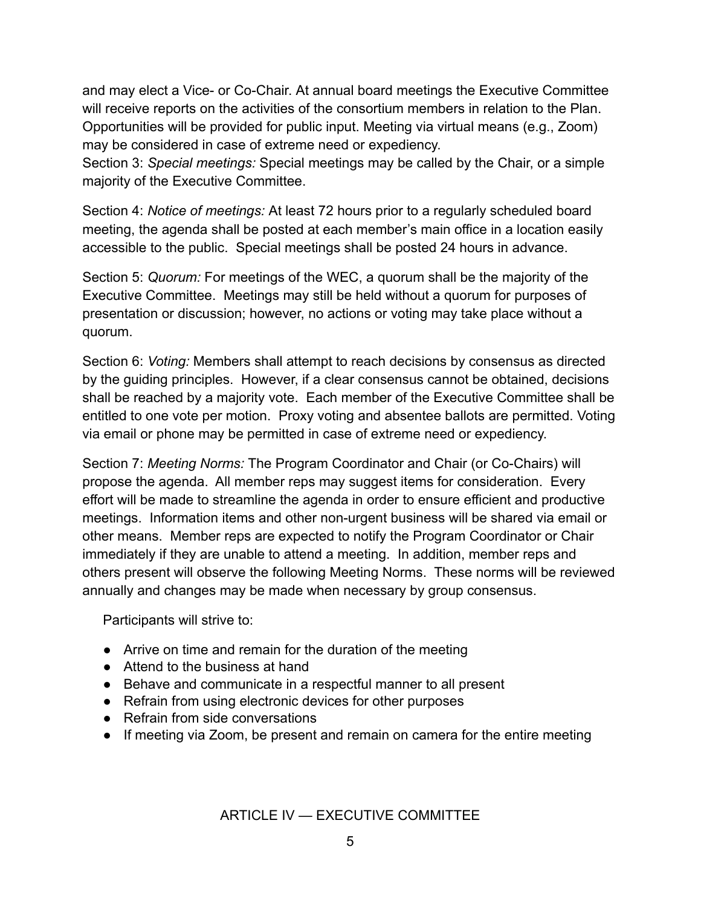and may elect a Vice- or Co-Chair. At annual board meetings the Executive Committee will receive reports on the activities of the consortium members in relation to the Plan. Opportunities will be provided for public input. Meeting via virtual means (e.g., Zoom) may be considered in case of extreme need or expediency.

Section 3: *Special meetings:* Special meetings may be called by the Chair, or a simple majority of the Executive Committee.

Section 4: *Notice of meetings:* At least 72 hours prior to a regularly scheduled board meeting, the agenda shall be posted at each member's main office in a location easily accessible to the public. Special meetings shall be posted 24 hours in advance.

Section 5: *Quorum:* For meetings of the WEC, a quorum shall be the majority of the Executive Committee. Meetings may still be held without a quorum for purposes of presentation or discussion; however, no actions or voting may take place without a quorum.

Section 6: *Voting:* Members shall attempt to reach decisions by consensus as directed by the guiding principles. However, if a clear consensus cannot be obtained, decisions shall be reached by a majority vote. Each member of the Executive Committee shall be entitled to one vote per motion. Proxy voting and absentee ballots are permitted. Voting via email or phone may be permitted in case of extreme need or expediency.

Section 7: *Meeting Norms:* The Program Coordinator and Chair (or Co-Chairs) will propose the agenda. All member reps may suggest items for consideration. Every effort will be made to streamline the agenda in order to ensure efficient and productive meetings. Information items and other non-urgent business will be shared via email or other means. Member reps are expected to notify the Program Coordinator or Chair immediately if they are unable to attend a meeting. In addition, member reps and others present will observe the following Meeting Norms. These norms will be reviewed annually and changes may be made when necessary by group consensus.

Participants will strive to:

- Arrive on time and remain for the duration of the meeting
- Attend to the business at hand
- Behave and communicate in a respectful manner to all present
- Refrain from using electronic devices for other purposes
- Refrain from side conversations
- If meeting via Zoom, be present and remain on camera for the entire meeting

## ARTICLE IV — EXECUTIVE COMMITTEE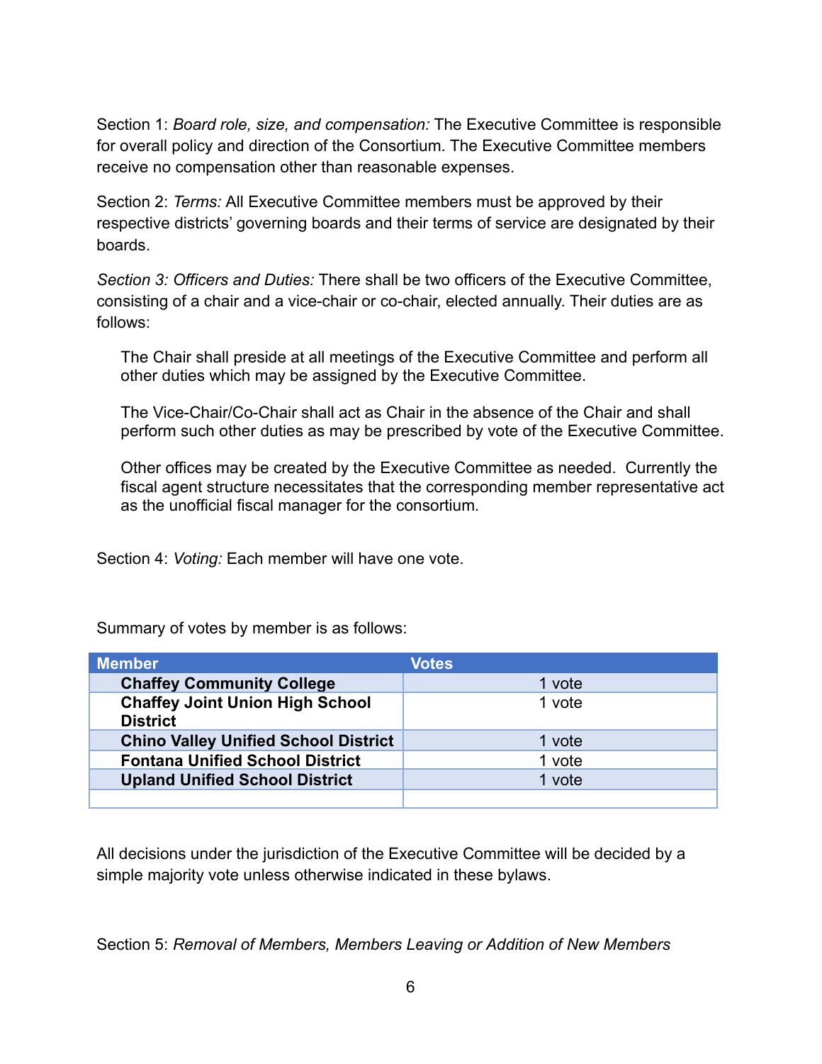Section 1: *Board role, size, and compensation:* The Executive Committee is responsible for overall policy and direction of the Consortium. The Executive Committee members receive no compensation other than reasonable expenses.

Section 2: *Terms:* All Executive Committee members must be approved by their respective districts' governing boards and their terms of service are designated by their boards.

*Section 3: Officers and Duties:* There shall be two officers of the Executive Committee, consisting of a chair and a vice-chair or co-chair, elected annually. Their duties are as follows:

> The Chair shall preside at all meetings of the Executive Committee and perform all other duties which may be assigned by the Executive Committee.
>
> The Vice-Chair/Co-Chair shall act as Chair in the absence of the Chair and shall perform such other duties as may be prescribed by vote of the Executive Committee.
>
> Other offices may be created by the Executive Committee as needed. Currently the fiscal agent structure necessitates that the corresponding member representative act as the unofficial fiscal manager for the consortium.

Section 4: *Voting:* Each member will have one vote.

Summary of votes by member is as follows:

| Member | Votes |
|---|---|
| **Chaffey Community College** | 1 vote |
| **Chaffey Joint Union High School District** | 1 vote |
| **Chino Valley Unified School District** | 1 vote |
| **Fontana Unified School District** | 1 vote |
| **Upland Unified School District** | 1 vote |
| | |

All decisions under the jurisdiction of the Executive Committee will be decided by a simple majority vote unless otherwise indicated in these bylaws.

Section 5: *Removal of Members, Members Leaving or Addition of New Members*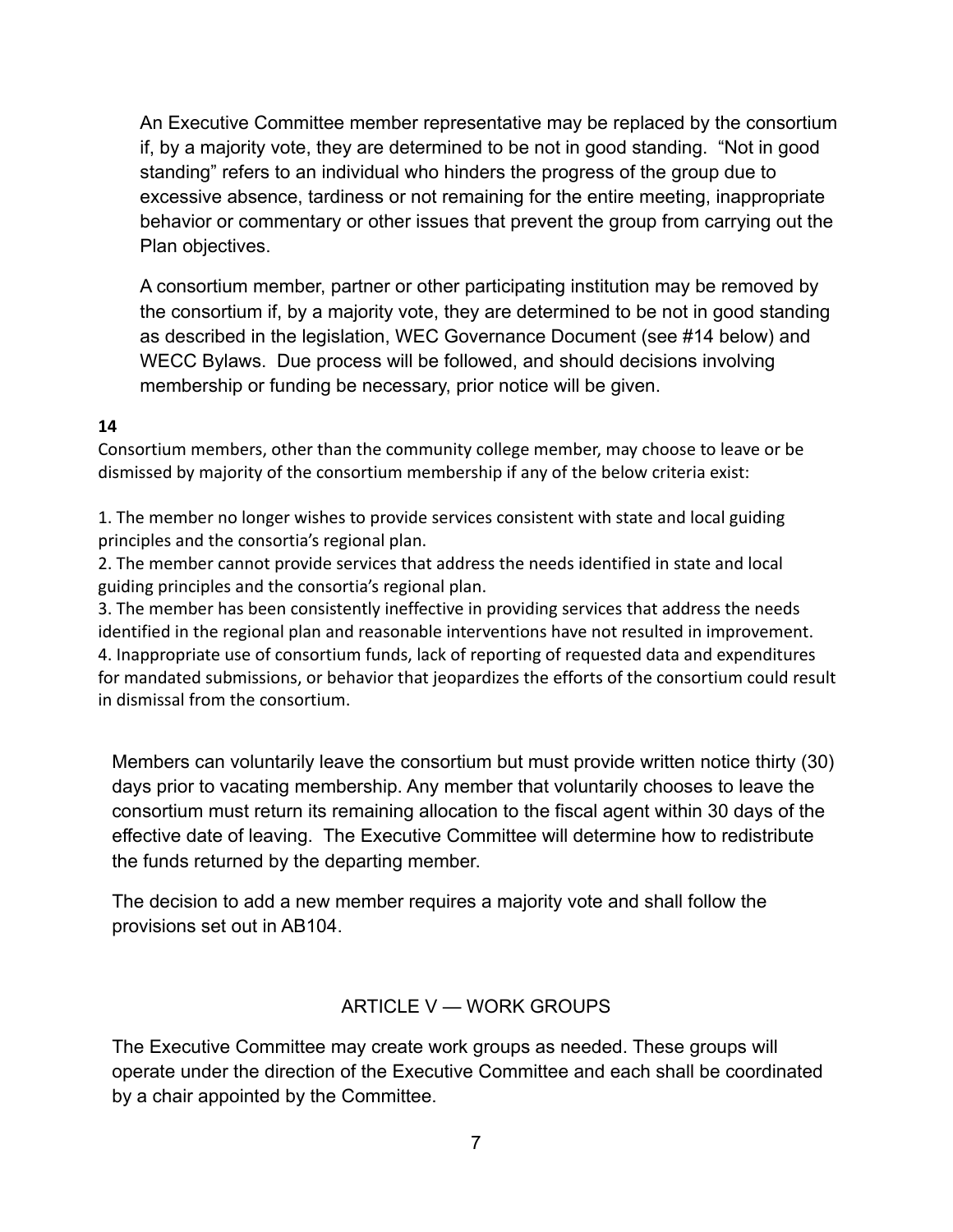An Executive Committee member representative may be replaced by the consortium if, by a majority vote, they are determined to be not in good standing. "Not in good standing" refers to an individual who hinders the progress of the group due to excessive absence, tardiness or not remaining for the entire meeting, inappropriate behavior or commentary or other issues that prevent the group from carrying out the Plan objectives.

A consortium member, partner or other participating institution may be removed by the consortium if, by a majority vote, they are determined to be not in good standing as described in the legislation, WEC Governance Document (see #14 below) and WECC Bylaws. Due process will be followed, and should decisions involving membership or funding be necessary, prior notice will be given.

**14**

Consortium members, other than the community college member, may choose to leave or be dismissed by majority of the consortium membership if any of the below criteria exist:

1. The member no longer wishes to provide services consistent with state and local guiding principles and the consortia's regional plan.
2. The member cannot provide services that address the needs identified in state and local guiding principles and the consortia's regional plan.
3. The member has been consistently ineffective in providing services that address the needs identified in the regional plan and reasonable interventions have not resulted in improvement.
4. Inappropriate use of consortium funds, lack of reporting of requested data and expenditures for mandated submissions, or behavior that jeopardizes the efforts of the consortium could result in dismissal from the consortium.

Members can voluntarily leave the consortium but must provide written notice thirty (30) days prior to vacating membership. Any member that voluntarily chooses to leave the consortium must return its remaining allocation to the fiscal agent within 30 days of the effective date of leaving. The Executive Committee will determine how to redistribute the funds returned by the departing member.

The decision to add a new member requires a majority vote and shall follow the provisions set out in AB104.

## ARTICLE V — WORK GROUPS

The Executive Committee may create work groups as needed. These groups will operate under the direction of the Executive Committee and each shall be coordinated by a chair appointed by the Committee.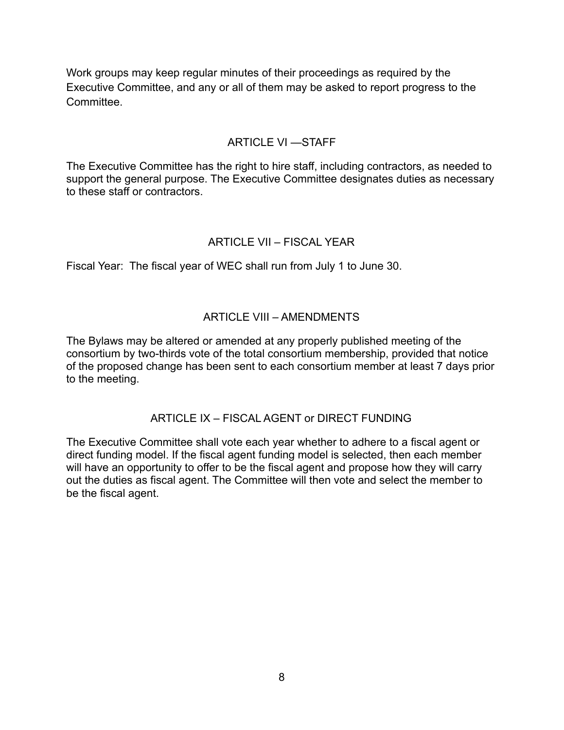Work groups may keep regular minutes of their proceedings as required by the Executive Committee, and any or all of them may be asked to report progress to the Committee.

## ARTICLE VI —STAFF

The Executive Committee has the right to hire staff, including contractors, as needed to support the general purpose. The Executive Committee designates duties as necessary to these staff or contractors.

## ARTICLE VII – FISCAL YEAR

Fiscal Year: The fiscal year of WEC shall run from July 1 to June 30.

## ARTICLE VIII – AMENDMENTS

The Bylaws may be altered or amended at any properly published meeting of the consortium by two-thirds vote of the total consortium membership, provided that notice of the proposed change has been sent to each consortium member at least 7 days prior to the meeting.

## ARTICLE IX – FISCAL AGENT or DIRECT FUNDING

The Executive Committee shall vote each year whether to adhere to a fiscal agent or direct funding model. If the fiscal agent funding model is selected, then each member will have an opportunity to offer to be the fiscal agent and propose how they will carry out the duties as fiscal agent. The Committee will then vote and select the member to be the fiscal agent.